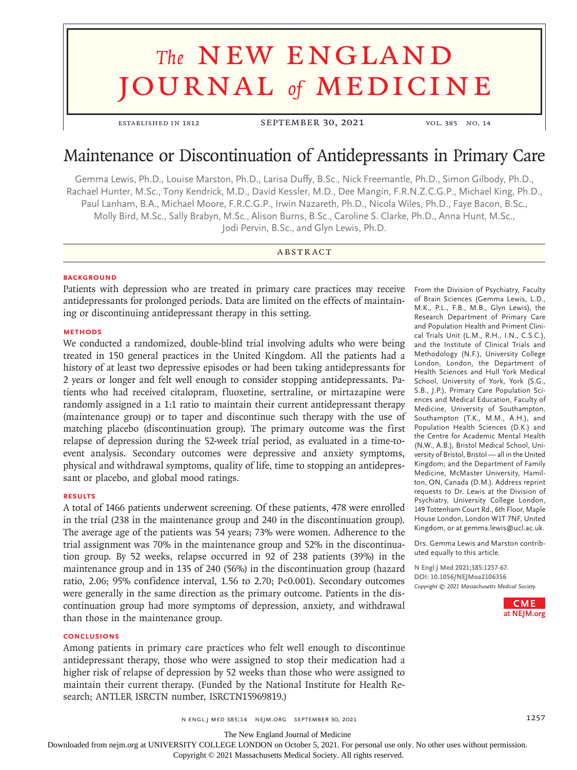# Maintenance or Discontinuation of Antidepressants in Primary Care

Gemma Lewis, Ph.D., Louise Marston, Ph.D., Larisa Duffy, B.Sc., Nick Freemantle, Ph.D., Simon Gilbody, Ph.D., Rachael Hunter, M.Sc., Tony Kendrick, M.D., David Kessler, M.D., Dee Mangin, F.R.N.Z.C.G.P., Michael King, Ph.D., Paul Lanham, B.A., Michael Moore, F.R.C.G.P., Irwin Nazareth, Ph.D., Nicola Wiles, Ph.D., Faye Bacon, B.Sc., Molly Bird, M.Sc., Sally Brabyn, M.Sc., Alison Burns, B.Sc., Caroline S. Clarke, Ph.D., Anna Hunt, M.Sc., Jodi Pervin, B.Sc., and Glyn Lewis, Ph.D.

## ABSTRACT

### BACKGROUND

Patients with depression who are treated in primary care practices may receive antidepressants for prolonged periods. Data are limited on the effects of maintaining or discontinuing antidepressant therapy in this setting.

### METHODS

We conducted a randomized, double-blind trial involving adults who were being treated in 150 general practices in the United Kingdom. All the patients had a history of at least two depressive episodes or had been taking antidepressants for 2 years or longer and felt well enough to consider stopping antidepressants. Patients who had received citalopram, fluoxetine, sertraline, or mirtazapine were randomly assigned in a 1:1 ratio to maintain their current antidepressant therapy (maintenance group) or to taper and discontinue such therapy with the use of matching placebo (discontinuation group). The primary outcome was the first relapse of depression during the 52-week trial period, as evaluated in a time-to-event analysis. Secondary outcomes were depressive and anxiety symptoms, physical and withdrawal symptoms, quality of life, time to stopping an antidepressant or placebo, and global mood ratings.

### RESULTS

A total of 1466 patients underwent screening. Of these patients, 478 were enrolled in the trial (238 in the maintenance group and 240 in the discontinuation group). The average age of the patients was 54 years; 73% were women. Adherence to the trial assignment was 70% in the maintenance group and 52% in the discontinuation group. By 52 weeks, relapse occurred in 92 of 238 patients (39%) in the maintenance group and in 135 of 240 (56%) in the discontinuation group (hazard ratio, 2.06; 95% confidence interval, 1.56 to 2.70; $P<0.001$). Secondary outcomes were generally in the same direction as the primary outcome. Patients in the discontinuation group had more symptoms of depression, anxiety, and withdrawal than those in the maintenance group.

### CONCLUSIONS

Among patients in primary care practices who felt well enough to discontinue antidepressant therapy, those who were assigned to stop their medication had a higher risk of relapse of depression by 52 weeks than those who were assigned to maintain their current therapy. (Funded by the National Institute for Health Research; ANTLER ISRCTN number, ISRCTN15969819.)

From the Division of Psychiatry, Faculty of Brain Sciences (Gemma Lewis, L.D., M.K., P.L., F.B., M.B., Glyn Lewis), the Research Department of Primary Care and Population Health and Priment Clinical Trials Unit (L.M., R.H., I.N., C.S.C.), and the Institute of Clinical Trials and Methodology (N.F.), University College London, London, the Department of Health Sciences and Hull York Medical School, University of York, York (S.G., S.B., J.P.), Primary Care Population Sciences and Medical Education, Faculty of Medicine, University of Southampton, Southampton (T.K., M.M., A.H.), and Population Health Sciences (D.K.) and the Centre for Academic Mental Health (N.W., A.B.), Bristol Medical School, University of Bristol, Bristol — all in the United Kingdom; and the Department of Family Medicine, McMaster University, Hamilton, ON, Canada (D.M.). Address reprint requests to Dr. Lewis at the Division of Psychiatry, University College London, 149 Tottenham Court Rd., 6th Floor, Maple House London, London W1T 7NF, United Kingdom, or at gemma.lewis@ucl.ac.uk.

Drs. Gemma Lewis and Marston contributed equally to this article.

N Engl J Med 2021;385:1257-67.
DOI: 10.1056/NEJMoa2106356
Copyright © 2021 Massachusetts Medical Society.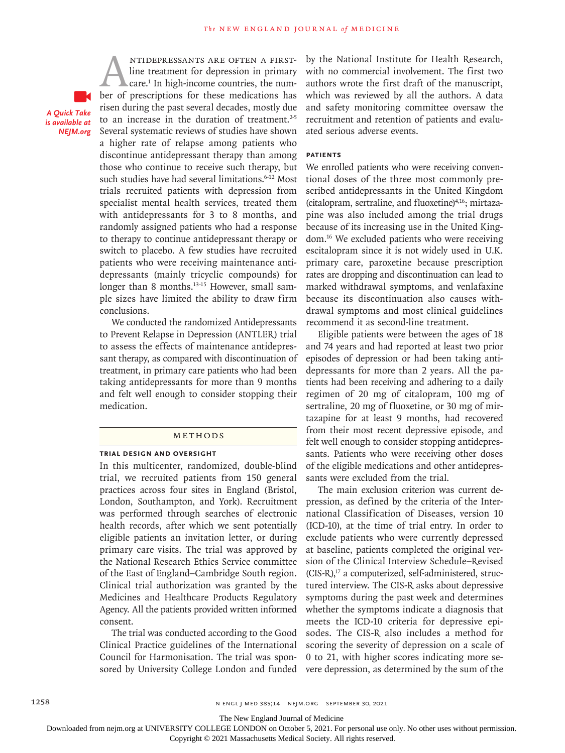Antidepressants are often a first-line treatment for depression in primary care.[1] In high-income countries, the number of prescriptions for these medications has risen during the past several decades, mostly due to an increase in the duration of treatment.[2-5] Several systematic reviews of studies have shown a higher rate of relapse among patients who discontinue antidepressant therapy than among those who continue to receive such therapy, but such studies have had several limitations.[6-12] Most trials recruited patients with depression from specialist mental health services, treated them with antidepressants for 3 to 8 months, and randomly assigned patients who had a response to therapy to continue antidepressant therapy or switch to placebo. A few studies have recruited patients who were receiving maintenance antidepressants (mainly tricyclic compounds) for longer than 8 months.[13-15] However, small sample sizes have limited the ability to draw firm conclusions.

*A Quick Take is available at NEJM.org*

We conducted the randomized Antidepressants to Prevent Relapse in Depression (ANTLER) trial to assess the effects of maintenance antidepressant therapy, as compared with discontinuation of treatment, in primary care patients who had been taking antidepressants for more than 9 months and felt well enough to consider stopping their medication.

## Methods

### Trial Design and Oversight

In this multicenter, randomized, double-blind trial, we recruited patients from 150 general practices across four sites in England (Bristol, London, Southampton, and York). Recruitment was performed through searches of electronic health records, after which we sent potentially eligible patients an invitation letter, or during primary care visits. The trial was approved by the National Research Ethics Service committee of the East of England–Cambridge South region. Clinical trial authorization was granted by the Medicines and Healthcare Products Regulatory Agency. All the patients provided written informed consent.

The trial was conducted according to the Good Clinical Practice guidelines of the International Council for Harmonisation. The trial was sponsored by University College London and funded by the National Institute for Health Research, with no commercial involvement. The first two authors wrote the first draft of the manuscript, which was reviewed by all the authors. A data and safety monitoring committee oversaw the recruitment and retention of patients and evaluated serious adverse events.

### Patients

We enrolled patients who were receiving conventional doses of the three most commonly prescribed antidepressants in the United Kingdom (citalopram, sertraline, and fluoxetine)[4,16]; mirtazapine was also included among the trial drugs because of its increasing use in the United Kingdom.[16] We excluded patients who were receiving escitalopram since it is not widely used in U.K. primary care, paroxetine because prescription rates are dropping and discontinuation can lead to marked withdrawal symptoms, and venlafaxine because its discontinuation also causes withdrawal symptoms and most clinical guidelines recommend it as second-line treatment.

Eligible patients were between the ages of 18 and 74 years and had reported at least two prior episodes of depression or had been taking antidepressants for more than 2 years. All the patients had been receiving and adhering to a daily regimen of 20 mg of citalopram, 100 mg of sertraline, 20 mg of fluoxetine, or 30 mg of mirtazapine for at least 9 months, had recovered from their most recent depressive episode, and felt well enough to consider stopping antidepressants. Patients who were receiving other doses of the eligible medications and other antidepressants were excluded from the trial.

The main exclusion criterion was current depression, as defined by the criteria of the International Classification of Diseases, version 10 (ICD-10), at the time of trial entry. In order to exclude patients who were currently depressed at baseline, patients completed the original version of the Clinical Interview Schedule–Revised (CIS-R),[17] a computerized, self-administered, structured interview. The CIS-R asks about depressive symptoms during the past week and determines whether the symptoms indicate a diagnosis that meets the ICD-10 criteria for depressive episodes. The CIS-R also includes a method for scoring the severity of depression on a scale of 0 to 21, with higher scores indicating more severe depression, as determined by the sum of the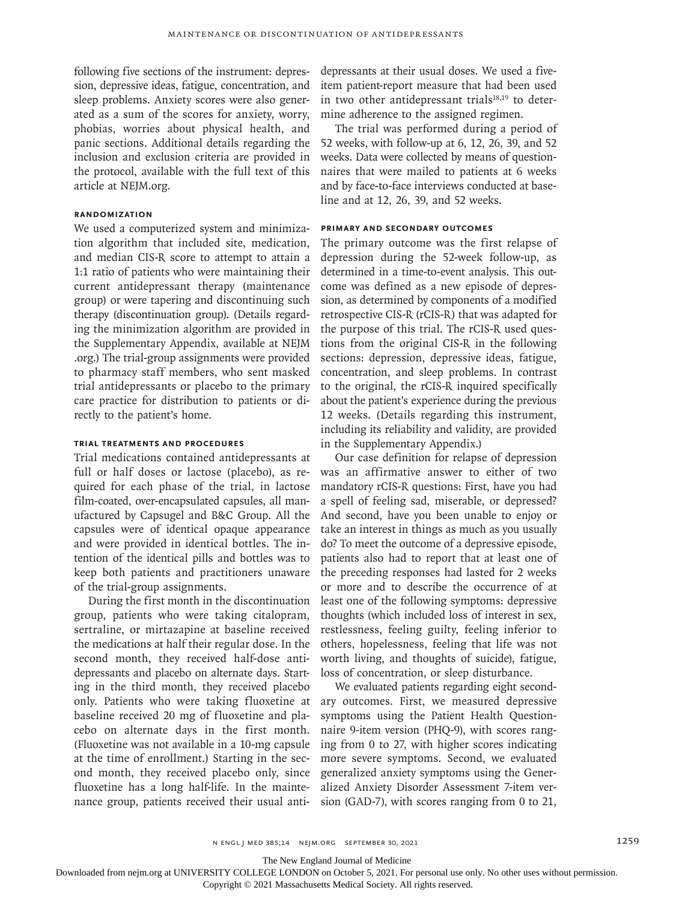following five sections of the instrument: depression, depressive ideas, fatigue, concentration, and sleep problems. Anxiety scores were also generated as a sum of the scores for anxiety, worry, phobias, worries about physical health, and panic sections. Additional details regarding the inclusion and exclusion criteria are provided in the protocol, available with the full text of this article at NEJM.org.

### RANDOMIZATION

We used a computerized system and minimization algorithm that included site, medication, and median CIS-R score to attempt to attain a 1:1 ratio of patients who were maintaining their current antidepressant therapy (maintenance group) or were tapering and discontinuing such therapy (discontinuation group). (Details regarding the minimization algorithm are provided in the Supplementary Appendix, available at NEJM.org.) The trial-group assignments were provided to pharmacy staff members, who sent masked trial antidepressants or placebo to the primary care practice for distribution to patients or directly to the patient's home.

### TRIAL TREATMENTS AND PROCEDURES

Trial medications contained antidepressants at full or half doses or lactose (placebo), as required for each phase of the trial, in lactose film-coated, over-encapsulated capsules, all manufactured by Capsugel and B&C Group. All the capsules were of identical opaque appearance and were provided in identical bottles. The intention of the identical pills and bottles was to keep both patients and practitioners unaware of the trial-group assignments.

During the first month in the discontinuation group, patients who were taking citalopram, sertraline, or mirtazapine at baseline received the medications at half their regular dose. In the second month, they received half-dose antidepressants and placebo on alternate days. Starting in the third month, they received placebo only. Patients who were taking fluoxetine at baseline received 20 mg of fluoxetine and placebo on alternate days in the first month. (Fluoxetine was not available in a 10-mg capsule at the time of enrollment.) Starting in the second month, they received placebo only, since fluoxetine has a long half-life. In the maintenance group, patients received their usual antidepressants at their usual doses. We used a five-item patient-report measure that had been used in two other antidepressant trials[18,19] to determine adherence to the assigned regimen.

The trial was performed during a period of 52 weeks, with follow-up at 6, 12, 26, 39, and 52 weeks. Data were collected by means of questionnaires that were mailed to patients at 6 weeks and by face-to-face interviews conducted at baseline and at 12, 26, 39, and 52 weeks.

### PRIMARY AND SECONDARY OUTCOMES

The primary outcome was the first relapse of depression during the 52-week follow-up, as determined in a time-to-event analysis. This outcome was defined as a new episode of depression, as determined by components of a modified retrospective CIS-R (rCIS-R) that was adapted for the purpose of this trial. The rCIS-R used questions from the original CIS-R in the following sections: depression, depressive ideas, fatigue, concentration, and sleep problems. In contrast to the original, the rCIS-R inquired specifically about the patient's experience during the previous 12 weeks. (Details regarding this instrument, including its reliability and validity, are provided in the Supplementary Appendix.)

Our case definition for relapse of depression was an affirmative answer to either of two mandatory rCIS-R questions: First, have you had a spell of feeling sad, miserable, or depressed? And second, have you been unable to enjoy or take an interest in things as much as you usually do? To meet the outcome of a depressive episode, patients also had to report that at least one of the preceding responses had lasted for 2 weeks or more and to describe the occurrence of at least one of the following symptoms: depressive thoughts (which included loss of interest in sex, restlessness, feeling guilty, feeling inferior to others, hopelessness, feeling that life was not worth living, and thoughts of suicide), fatigue, loss of concentration, or sleep disturbance.

We evaluated patients regarding eight secondary outcomes. First, we measured depressive symptoms using the Patient Health Questionnaire 9-item version (PHQ-9), with scores ranging from 0 to 27, with higher scores indicating more severe symptoms. Second, we evaluated generalized anxiety symptoms using the Generalized Anxiety Disorder Assessment 7-item version (GAD-7), with scores ranging from 0 to 21,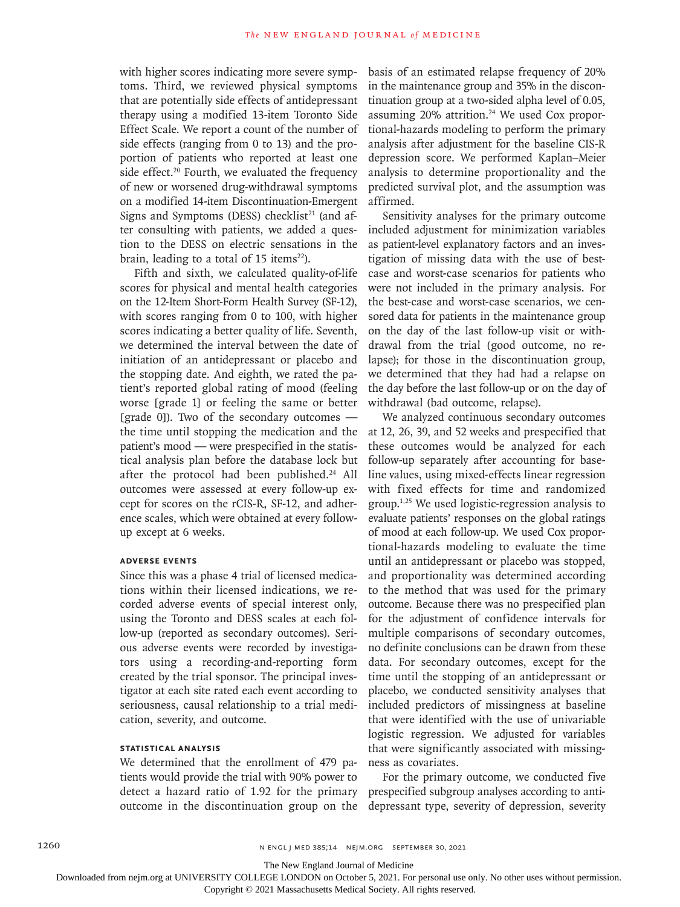with higher scores indicating more severe symptoms. Third, we reviewed physical symptoms that are potentially side effects of antidepressant therapy using a modified 13-item Toronto Side Effect Scale. We report a count of the number of side effects (ranging from 0 to 13) and the proportion of patients who reported at least one side effect.[20] Fourth, we evaluated the frequency of new or worsened drug-withdrawal symptoms on a modified 14-item Discontinuation-Emergent Signs and Symptoms (DESS) checklist[21] (and after consulting with patients, we added a question to the DESS on electric sensations in the brain, leading to a total of 15 items[22]).

Fifth and sixth, we calculated quality-of-life scores for physical and mental health categories on the 12-Item Short-Form Health Survey (SF-12), with scores ranging from 0 to 100, with higher scores indicating a better quality of life. Seventh, we determined the interval between the date of initiation of an antidepressant or placebo and the stopping date. And eighth, we rated the patient's reported global rating of mood (feeling worse [grade 1] or feeling the same or better [grade 0]). Two of the secondary outcomes — the time until stopping the medication and the patient's mood — were prespecified in the statistical analysis plan before the database lock but after the protocol had been published.[24] All outcomes were assessed at every follow-up except for scores on the rCIS-R, SF-12, and adherence scales, which were obtained at every follow-up except at 6 weeks.

### Adverse Events

Since this was a phase 4 trial of licensed medications within their licensed indications, we recorded adverse events of special interest only, using the Toronto and DESS scales at each follow-up (reported as secondary outcomes). Serious adverse events were recorded by investigators using a recording-and-reporting form created by the trial sponsor. The principal investigator at each site rated each event according to seriousness, causal relationship to a trial medication, severity, and outcome.

### Statistical Analysis

We determined that the enrollment of 479 patients would provide the trial with 90% power to detect a hazard ratio of 1.92 for the primary outcome in the discontinuation group on the basis of an estimated relapse frequency of 20% in the maintenance group and 35% in the discontinuation group at a two-sided alpha level of 0.05, assuming 20% attrition.[24] We used Cox proportional-hazards modeling to perform the primary analysis after adjustment for the baseline CIS-R depression score. We performed Kaplan–Meier analysis to determine proportionality and the predicted survival plot, and the assumption was affirmed.

Sensitivity analyses for the primary outcome included adjustment for minimization variables as patient-level explanatory factors and an investigation of missing data with the use of best-case and worst-case scenarios for patients who were not included in the primary analysis. For the best-case and worst-case scenarios, we censored data for patients in the maintenance group on the day of the last follow-up visit or withdrawal from the trial (good outcome, no relapse); for those in the discontinuation group, we determined that they had had a relapse on the day before the last follow-up or on the day of withdrawal (bad outcome, relapse).

We analyzed continuous secondary outcomes at 12, 26, 39, and 52 weeks and prespecified that these outcomes would be analyzed for each follow-up separately after accounting for baseline values, using mixed-effects linear regression with fixed effects for time and randomized group.[1,25] We used logistic-regression analysis to evaluate patients' responses on the global ratings of mood at each follow-up. We used Cox proportional-hazards modeling to evaluate the time until an antidepressant or placebo was stopped, and proportionality was determined according to the method that was used for the primary outcome. Because there was no prespecified plan for the adjustment of confidence intervals for multiple comparisons of secondary outcomes, no definite conclusions can be drawn from these data. For secondary outcomes, except for the time until the stopping of an antidepressant or placebo, we conducted sensitivity analyses that included predictors of missingness at baseline that were identified with the use of univariable logistic regression. We adjusted for variables that were significantly associated with missingness as covariates.

For the primary outcome, we conducted five prespecified subgroup analyses according to antidepressant type, severity of depression, severity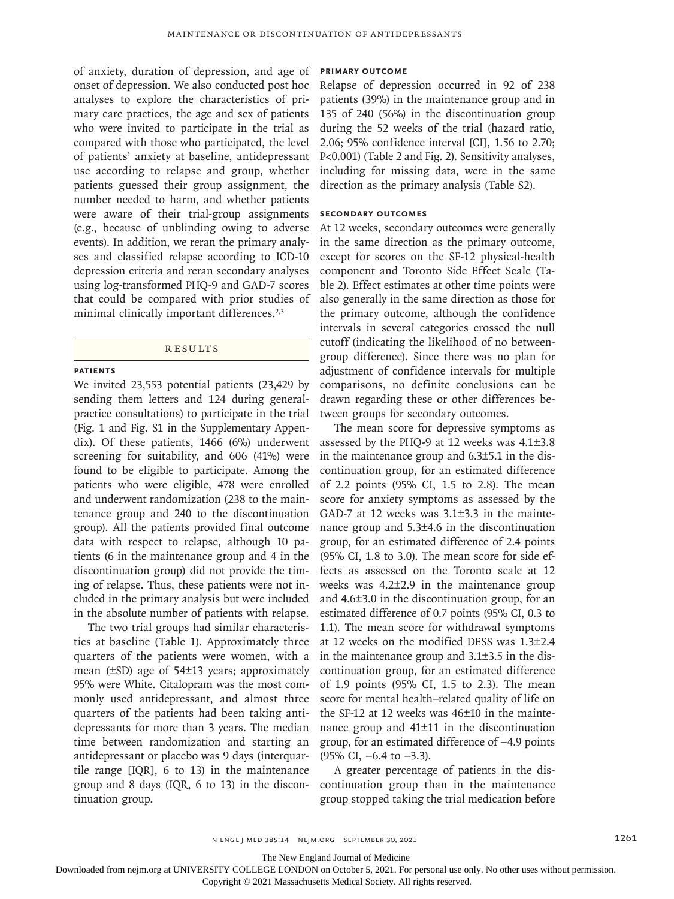of anxiety, duration of depression, and age of onset of depression. We also conducted post hoc analyses to explore the characteristics of primary care practices, the age and sex of patients who were invited to participate in the trial as compared with those who participated, the level of patients' anxiety at baseline, antidepressant use according to relapse and group, whether patients guessed their group assignment, the number needed to harm, and whether patients were aware of their trial-group assignments (e.g., because of unblinding owing to adverse events). In addition, we reran the primary analyses and classified relapse according to ICD-10 depression criteria and reran secondary analyses using log-transformed PHQ-9 and GAD-7 scores that could be compared with prior studies of minimal clinically important differences.[2,3]

## Results

### Patients

We invited 23,553 potential patients (23,429 by sending them letters and 124 during general-practice consultations) to participate in the trial (Fig. 1 and Fig. S1 in the Supplementary Appendix). Of these patients, 1466 (6%) underwent screening for suitability, and 606 (41%) were found to be eligible to participate. Among the patients who were eligible, 478 were enrolled and underwent randomization (238 to the maintenance group and 240 to the discontinuation group). All the patients provided final outcome data with respect to relapse, although 10 patients (6 in the maintenance group and 4 in the discontinuation group) did not provide the timing of relapse. Thus, these patients were not included in the primary analysis but were included in the absolute number of patients with relapse.

The two trial groups had similar characteristics at baseline (Table 1). Approximately three quarters of the patients were women, with a mean (±SD) age of 54±13 years; approximately 95% were White. Citalopram was the most commonly used antidepressant, and almost three quarters of the patients had been taking antidepressants for more than 3 years. The median time between randomization and starting an antidepressant or placebo was 9 days (interquartile range [IQR], 6 to 13) in the maintenance group and 8 days (IQR, 6 to 13) in the discontinuation group.

### Primary Outcome

Relapse of depression occurred in 92 of 238 patients (39%) in the maintenance group and in 135 of 240 (56%) in the discontinuation group during the 52 weeks of the trial (hazard ratio, 2.06; 95% confidence interval [CI], 1.56 to 2.70; $P<0.001$) (Table 2 and Fig. 2). Sensitivity analyses, including for missing data, were in the same direction as the primary analysis (Table S2).

### Secondary Outcomes

At 12 weeks, secondary outcomes were generally in the same direction as the primary outcome, except for scores on the SF-12 physical-health component and Toronto Side Effect Scale (Table 2). Effect estimates at other time points were also generally in the same direction as those for the primary outcome, although the confidence intervals in several categories crossed the null cutoff (indicating the likelihood of no between-group difference). Since there was no plan for adjustment of confidence intervals for multiple comparisons, no definite conclusions can be drawn regarding these or other differences between groups for secondary outcomes.

The mean score for depressive symptoms as assessed by the PHQ-9 at 12 weeks was 4.1±3.8 in the maintenance group and 6.3±5.1 in the discontinuation group, for an estimated difference of 2.2 points (95% CI, 1.5 to 2.8). The mean score for anxiety symptoms as assessed by the GAD-7 at 12 weeks was 3.1±3.3 in the maintenance group and 5.3±4.6 in the discontinuation group, for an estimated difference of 2.4 points (95% CI, 1.8 to 3.0). The mean score for side effects as assessed on the Toronto scale at 12 weeks was 4.2±2.9 in the maintenance group and 4.6±3.0 in the discontinuation group, for an estimated difference of 0.7 points (95% CI, 0.3 to 1.1). The mean score for withdrawal symptoms at 12 weeks on the modified DESS was 1.3±2.4 in the maintenance group and 3.1±3.5 in the discontinuation group, for an estimated difference of 1.9 points (95% CI, 1.5 to 2.3). The mean score for mental health–related quality of life on the SF-12 at 12 weeks was 46±10 in the maintenance group and 41±11 in the discontinuation group, for an estimated difference of −4.9 points (95% CI, −6.4 to −3.3).

A greater percentage of patients in the discontinuation group than in the maintenance group stopped taking the trial medication before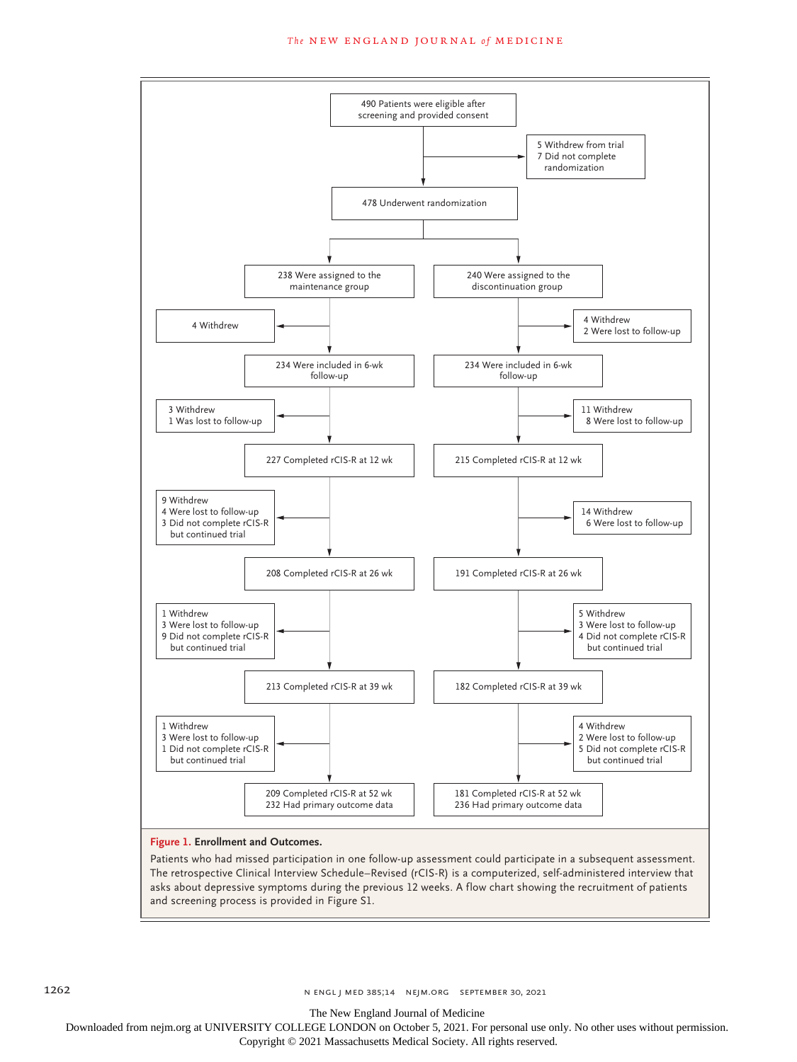490 Patients were eligible after screening and provided consent

5 Withdrew from trial
7 Did not complete randomization

478 Underwent randomization

| Maintenance group | Discontinuation group |
|---|---|
| 238 Were assigned to the maintenance group | 240 Were assigned to the discontinuation group |
| 4 Withdrew | 4 Withdrew<br>2 Were lost to follow-up |
| 234 Were included in 6-wk follow-up | 234 Were included in 6-wk follow-up |
| 3 Withdrew<br>1 Was lost to follow-up | 11 Withdrew<br>8 Were lost to follow-up |
| 227 Completed rCIS-R at 12 wk | 215 Completed rCIS-R at 12 wk |
| 9 Withdrew<br>4 Were lost to follow-up<br>3 Did not complete rCIS-R but continued trial | 14 Withdrew<br>6 Were lost to follow-up |
| 208 Completed rCIS-R at 26 wk | 191 Completed rCIS-R at 26 wk |
| 1 Withdrew<br>3 Were lost to follow-up<br>9 Did not complete rCIS-R but continued trial | 5 Withdrew<br>3 Were lost to follow-up<br>4 Did not complete rCIS-R but continued trial |
| 213 Completed rCIS-R at 39 wk | 182 Completed rCIS-R at 39 wk |
| 1 Withdrew<br>3 Were lost to follow-up<br>1 Did not complete rCIS-R but continued trial | 4 Withdrew<br>2 Were lost to follow-up<br>5 Did not complete rCIS-R but continued trial |
| 209 Completed rCIS-R at 52 wk<br>232 Had primary outcome data | 181 Completed rCIS-R at 52 wk<br>236 Had primary outcome data |

**Figure 1. Enrollment and Outcomes.**

Patients who had missed participation in one follow-up assessment could participate in a subsequent assessment. The retrospective Clinical Interview Schedule–Revised (rCIS-R) is a computerized, self-administered interview that asks about depressive symptoms during the previous 12 weeks. A flow chart showing the recruitment of patients and screening process is provided in Figure S1.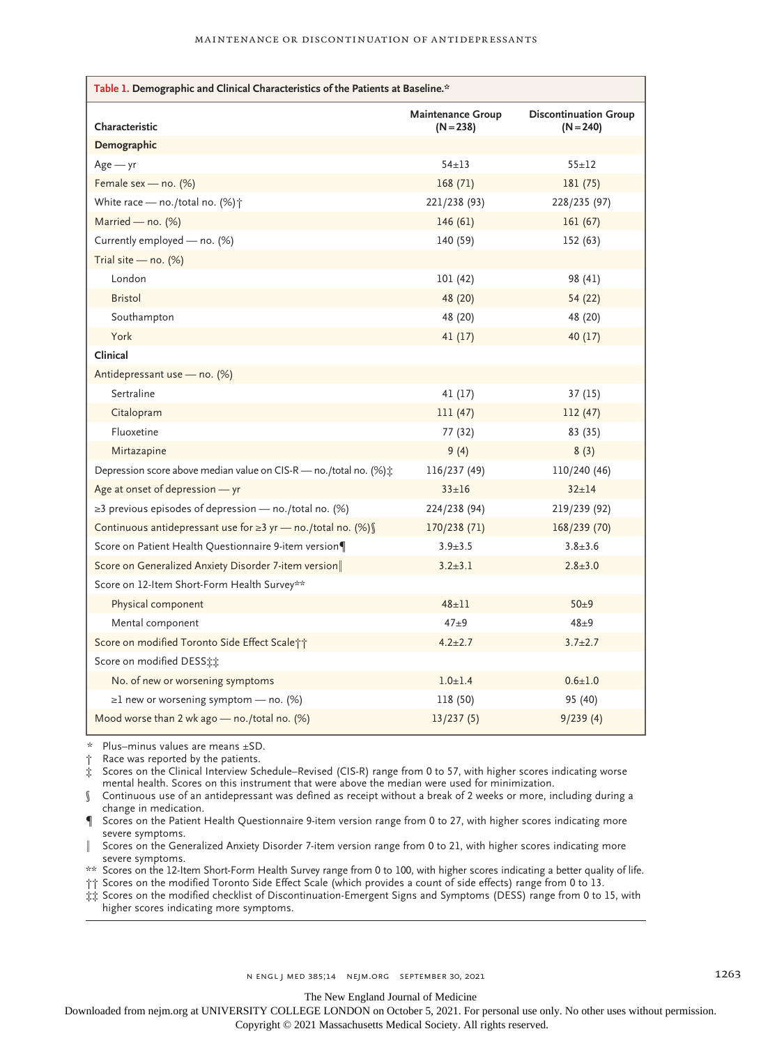**Table 1. Demographic and Clinical Characteristics of the Patients at Baseline.***

| Characteristic | Maintenance Group (N=238) | Discontinuation Group (N=240) |
|---|---|---|
| **Demographic** | | |
| Age — yr | 54±13 | 55±12 |
| Female sex — no. (%) | 168 (71) | 181 (75) |
| White race — no./total no. (%)† | 221/238 (93) | 228/235 (97) |
| Married — no. (%) | 146 (61) | 161 (67) |
| Currently employed — no. (%) | 140 (59) | 152 (63) |
| Trial site — no. (%) | | |
| London | 101 (42) | 98 (41) |
| Bristol | 48 (20) | 54 (22) |
| Southampton | 48 (20) | 48 (20) |
| York | 41 (17) | 40 (17) |
| **Clinical** | | |
| Antidepressant use — no. (%) | | |
| Sertraline | 41 (17) | 37 (15) |
| Citalopram | 111 (47) | 112 (47) |
| Fluoxetine | 77 (32) | 83 (35) |
| Mirtazapine | 9 (4) | 8 (3) |
| Depression score above median value on CIS-R — no./total no. (%)‡ | 116/237 (49) | 110/240 (46) |
| Age at onset of depression — yr | 33±16 | 32±14 |
| ≥3 previous episodes of depression — no./total no. (%) | 224/238 (94) | 219/239 (92) |
| Continuous antidepressant use for ≥3 yr — no./total no. (%)§ | 170/238 (71) | 168/239 (70) |
| Score on Patient Health Questionnaire 9-item version¶ | 3.9±3.5 | 3.8±3.6 |
| Score on Generalized Anxiety Disorder 7-item version‖ | 3.2±3.1 | 2.8±3.0 |
| Score on 12-Item Short-Form Health Survey** | | |
| Physical component | 48±11 | 50±9 |
| Mental component | 47±9 | 48±9 |
| Score on modified Toronto Side Effect Scale†† | 4.2±2.7 | 3.7±2.7 |
| Score on modified DESS‡‡ | | |
| No. of new or worsening symptoms | 1.0±1.4 | 0.6±1.0 |
| ≥1 new or worsening symptom — no. (%) | 118 (50) | 95 (40) |
| Mood worse than 2 wk ago — no./total no. (%) | 13/237 (5) | 9/239 (4) |

\* Plus–minus values are means ±SD.

† Race was reported by the patients.

‡ Scores on the Clinical Interview Schedule–Revised (CIS-R) range from 0 to 57, with higher scores indicating worse mental health. Scores on this instrument that were above the median were used for minimization.

§ Continuous use of an antidepressant was defined as receipt without a break of 2 weeks or more, including during a change in medication.

¶ Scores on the Patient Health Questionnaire 9-item version range from 0 to 27, with higher scores indicating more severe symptoms.

‖ Scores on the Generalized Anxiety Disorder 7-item version range from 0 to 21, with higher scores indicating more severe symptoms.

** Scores on the 12-Item Short-Form Health Survey range from 0 to 100, with higher scores indicating a better quality of life.

†† Scores on the modified Toronto Side Effect Scale (which provides a count of side effects) range from 0 to 13.

‡‡ Scores on the modified checklist of Discontinuation-Emergent Signs and Symptoms (DESS) range from 0 to 15, with higher scores indicating more symptoms.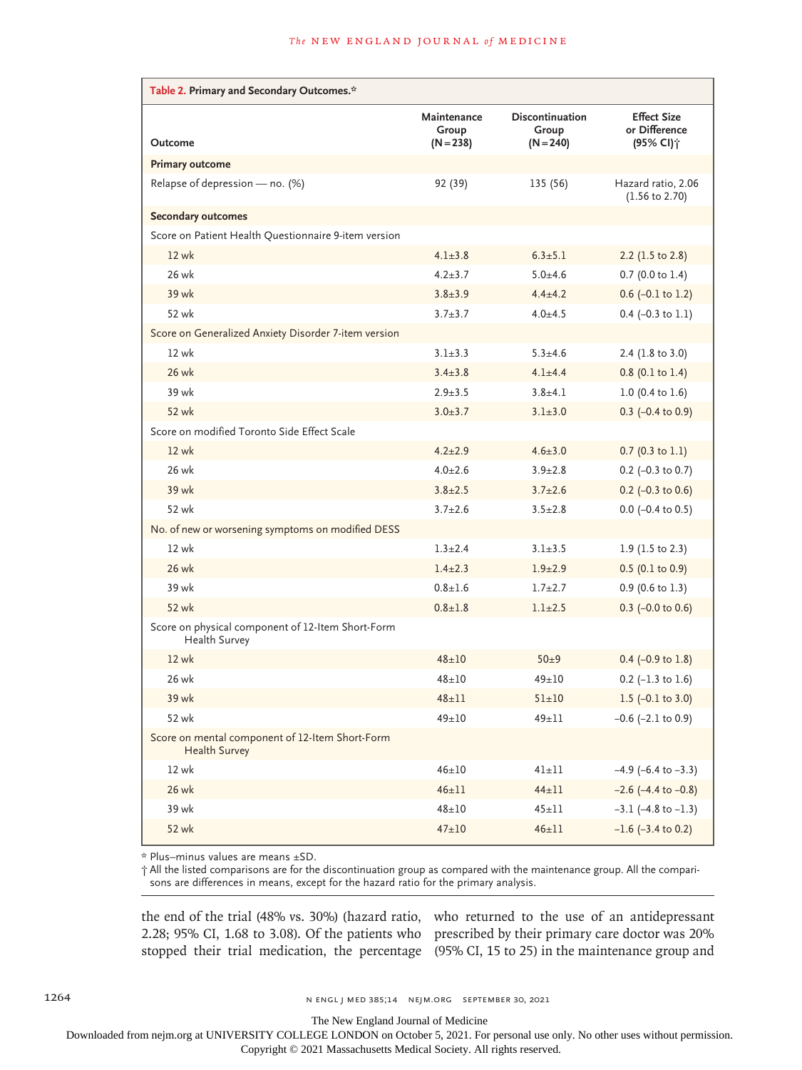**Table 2. Primary and Secondary Outcomes.***

| Outcome | Maintenance Group (N=238) | Discontinuation Group (N=240) | Effect Size or Difference (95% CI)† |
|---|---|---|---|
| **Primary outcome** | | | |
| Relapse of depression — no. (%) | 92 (39) | 135 (56) | Hazard ratio, 2.06 (1.56 to 2.70) |
| **Secondary outcomes** | | | |
| Score on Patient Health Questionnaire 9-item version | | | |
| 12 wk | 4.1±3.8 | 6.3±5.1 | 2.2 (1.5 to 2.8) |
| 26 wk | 4.2±3.7 | 5.0±4.6 | 0.7 (0.0 to 1.4) |
| 39 wk | 3.8±3.9 | 4.4±4.2 | 0.6 (−0.1 to 1.2) |
| 52 wk | 3.7±3.7 | 4.0±4.5 | 0.4 (−0.3 to 1.1) |
| Score on Generalized Anxiety Disorder 7-item version | | | |
| 12 wk | 3.1±3.3 | 5.3±4.6 | 2.4 (1.8 to 3.0) |
| 26 wk | 3.4±3.8 | 4.1±4.4 | 0.8 (0.1 to 1.4) |
| 39 wk | 2.9±3.5 | 3.8±4.1 | 1.0 (0.4 to 1.6) |
| 52 wk | 3.0±3.7 | 3.1±3.0 | 0.3 (−0.4 to 0.9) |
| Score on modified Toronto Side Effect Scale | | | |
| 12 wk | 4.2±2.9 | 4.6±3.0 | 0.7 (0.3 to 1.1) |
| 26 wk | 4.0±2.6 | 3.9±2.8 | 0.2 (−0.3 to 0.7) |
| 39 wk | 3.8±2.5 | 3.7±2.6 | 0.2 (−0.3 to 0.6) |
| 52 wk | 3.7±2.6 | 3.5±2.8 | 0.0 (−0.4 to 0.5) |
| No. of new or worsening symptoms on modified DESS | | | |
| 12 wk | 1.3±2.4 | 3.1±3.5 | 1.9 (1.5 to 2.3) |
| 26 wk | 1.4±2.3 | 1.9±2.9 | 0.5 (0.1 to 0.9) |
| 39 wk | 0.8±1.6 | 1.7±2.7 | 0.9 (0.6 to 1.3) |
| 52 wk | 0.8±1.8 | 1.1±2.5 | 0.3 (−0.0 to 0.6) |
| Score on physical component of 12-Item Short-Form Health Survey | | | |
| 12 wk | 48±10 | 50±9 | 0.4 (−0.9 to 1.8) |
| 26 wk | 48±10 | 49±10 | 0.2 (−1.3 to 1.6) |
| 39 wk | 48±11 | 51±10 | 1.5 (−0.1 to 3.0) |
| 52 wk | 49±10 | 49±11 | −0.6 (−2.1 to 0.9) |
| Score on mental component of 12-Item Short-Form Health Survey | | | |
| 12 wk | 46±10 | 41±11 | −4.9 (−6.4 to −3.3) |
| 26 wk | 46±11 | 44±11 | −2.6 (−4.4 to −0.8) |
| 39 wk | 48±10 | 45±11 | −3.1 (−4.8 to −1.3) |
| 52 wk | 47±10 | 46±11 | −1.6 (−3.4 to 0.2) |

\* Plus–minus values are means ±SD.

† All the listed comparisons are for the discontinuation group as compared with the maintenance group. All the comparisons are differences in means, except for the hazard ratio for the primary analysis.

the end of the trial (48% vs. 30%) (hazard ratio, 2.28; 95% CI, 1.68 to 3.08). Of the patients who stopped their trial medication, the percentage who returned to the use of an antidepressant prescribed by their primary care doctor was 20% (95% CI, 15 to 25) in the maintenance group and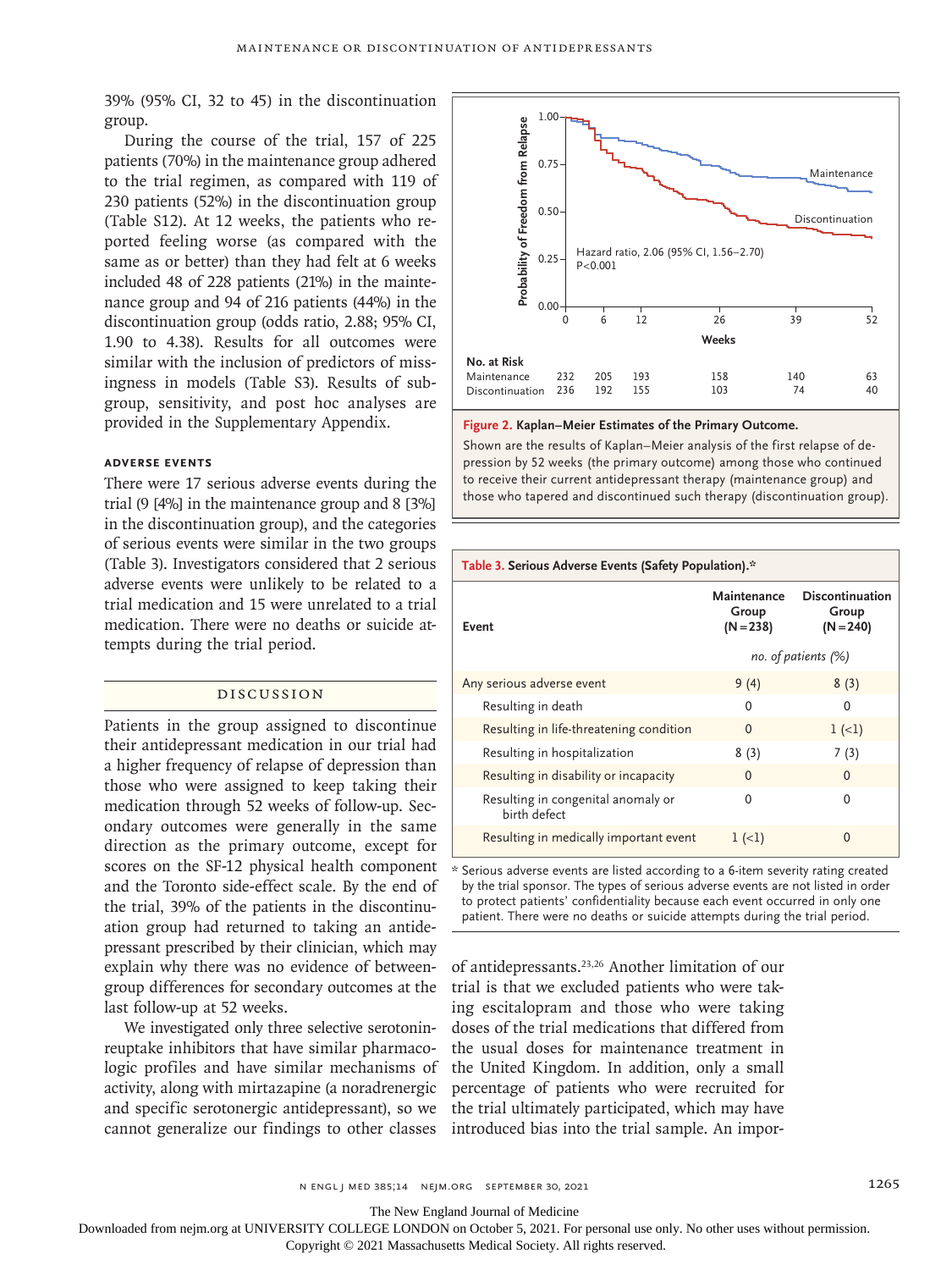39% (95% CI, 32 to 45) in the discontinuation group.

During the course of the trial, 157 of 225 patients (70%) in the maintenance group adhered to the trial regimen, as compared with 119 of 230 patients (52%) in the discontinuation group (Table S12). At 12 weeks, the patients who reported feeling worse (as compared with the same as or better) than they had felt at 6 weeks included 48 of 228 patients (21%) in the maintenance group and 94 of 216 patients (44%) in the discontinuation group (odds ratio, 2.88; 95% CI, 1.90 to 4.38). Results for all outcomes were similar with the inclusion of predictors of missingness in models (Table S3). Results of subgroup, sensitivity, and post hoc analyses are provided in the Supplementary Appendix.

### Adverse Events

There were 17 serious adverse events during the trial (9 [4%] in the maintenance group and 8 [3%] in the discontinuation group), and the categories of serious events were similar in the two groups (Table 3). Investigators considered that 2 serious adverse events were unlikely to be related to a trial medication and 15 were unrelated to a trial medication. There were no deaths or suicide attempts during the trial period.

## Discussion

Patients in the group assigned to discontinue their antidepressant medication in our trial had a higher frequency of relapse of depression than those who were assigned to keep taking their medication through 52 weeks of follow-up. Secondary outcomes were generally in the same direction as the primary outcome, except for scores on the SF-12 physical health component and the Toronto side-effect scale. By the end of the trial, 39% of the patients in the discontinuation group had returned to taking an antidepressant prescribed by their clinician, which may explain why there was no evidence of between-group differences for secondary outcomes at the last follow-up at 52 weeks.

We investigated only three selective serotonin-reuptake inhibitors that have similar pharmacologic profiles and have similar mechanisms of activity, along with mirtazapine (a noradrenergic and specific serotonergic antidepressant), so we cannot generalize our findings to other classes of antidepressants.[23,26] Another limitation of our trial is that we excluded patients who were taking escitalopram and those who were taking doses of the trial medications that differed from the usual doses for maintenance treatment in the United Kingdom. In addition, only a small percentage of patients who were recruited for the trial ultimately participated, which may have introduced bias into the trial sample. An impor-

| No. at Risk | 0 | 6 | 12 | 26 | 39 | 52 |
|---|---|---|---|---|---|---|
| Maintenance | 232 | 205 | 193 | 158 | 140 | 63 |
| Discontinuation | 236 | 192 | 155 | 103 | 74 | 40 |

Hazard ratio, 2.06 (95% CI, 1.56–2.70); $P<0.001$

**Figure 2. Kaplan–Meier Estimates of the Primary Outcome.**

Shown are the results of Kaplan–Meier analysis of the first relapse of depression by 52 weeks (the primary outcome) among those who continued to receive their current antidepressant therapy (maintenance group) and those who tapered and discontinued such therapy (discontinuation group).

**Table 3. Serious Adverse Events (Safety Population).***

| Event | Maintenance Group (N=238) | Discontinuation Group (N=240) |
|---|---|---|
| | *no. of patients (%)* | |
| Any serious adverse event | 9 (4) | 8 (3) |
| Resulting in death | 0 | 0 |
| Resulting in life-threatening condition | 0 | 1 (<1) |
| Resulting in hospitalization | 8 (3) | 7 (3) |
| Resulting in disability or incapacity | 0 | 0 |
| Resulting in congenital anomaly or birth defect | 0 | 0 |
| Resulting in medically important event | 1 (<1) | 0 |

\* Serious adverse events are listed according to a 6-item severity rating created by the trial sponsor. The types of serious adverse events are not listed in order to protect patients' confidentiality because each event occurred in only one patient. There were no deaths or suicide attempts during the trial period.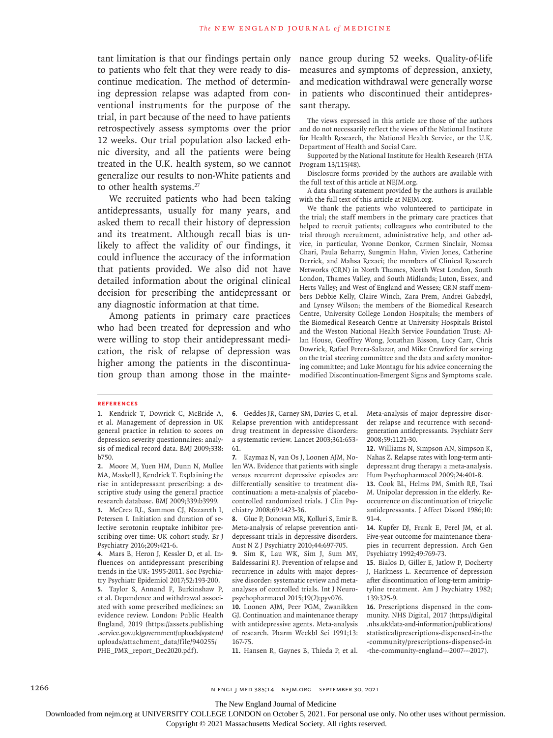tant limitation is that our findings pertain only to patients who felt that they were ready to discontinue medication. The method of determining depression relapse was adapted from conventional instruments for the purpose of the trial, in part because of the need to have patients retrospectively assess symptoms over the prior 12 weeks. Our trial population also lacked ethnic diversity, and all the patients were being treated in the U.K. health system, so we cannot generalize our results to non-White patients and to other health systems.[27]

We recruited patients who had been taking antidepressants, usually for many years, and asked them to recall their history of depression and its treatment. Although recall bias is unlikely to affect the validity of our findings, it could influence the accuracy of the information that patients provided. We also did not have detailed information about the original clinical decision for prescribing the antidepressant or any diagnostic information at that time.

Among patients in primary care practices who had been treated for depression and who were willing to stop their antidepressant medication, the risk of relapse of depression was higher among the patients in the discontinuation group than among those in the maintenance group during 52 weeks. Quality-of-life measures and symptoms of depression, anxiety, and medication withdrawal were generally worse in patients who discontinued their antidepressant therapy.

The views expressed in this article are those of the authors and do not necessarily reflect the views of the National Institute for Health Research, the National Health Service, or the U.K. Department of Health and Social Care.

Supported by the National Institute for Health Research (HTA Program 13/115/48).

Disclosure forms provided by the authors are available with the full text of this article at NEJM.org.

A data sharing statement provided by the authors is available with the full text of this article at NEJM.org.

We thank the patients who volunteered to participate in the trial; the staff members in the primary care practices that helped to recruit patients; colleagues who contributed to the trial through recruitment, administrative help, and other advice, in particular, Yvonne Donkor, Carmen Sinclair, Nomsa Chari, Paula Beharry, Sungmin Hahn, Vivien Jones, Catherine Derrick, and Mahsa Rezaei; the members of Clinical Research Networks (CRN) in North Thames, North West London, South London, Thames Valley, and South Midlands; Luton, Essex, and Herts Valley; and West of England and Wessex; CRN staff members Debbie Kelly, Claire Winch, Zara Prem, Andrei Gabzdyl, and Lynsey Wilson; the members of the Biomedical Research Centre, University College London Hospitals; the members of the Biomedical Research Centre at University Hospitals Bristol and the Weston National Health Service Foundation Trust; Allan House, Geoffrey Wong, Jonathan Bisson, Lucy Carr, Chris Dowrick, Rafael Perera-Salazar, and Mike Crawford for serving on the trial steering committee and the data and safety monitoring committee; and Luke Montagu for his advice concerning the modified Discontinuation-Emergent Signs and Symptoms scale.

## References

1. Kendrick T, Dowrick C, McBride A, et al. Management of depression in UK general practice in relation to scores on depression severity questionnaires: analysis of medical record data. BMJ 2009;338:b750.
2. Moore M, Yuen HM, Dunn N, Mullee MA, Maskell J, Kendrick T. Explaining the rise in antidepressant prescribing: a descriptive study using the general practice research database. BMJ 2009;339:b3999.
3. McCrea RL, Sammon CJ, Nazareth I, Petersen I. Initiation and duration of selective serotonin reuptake inhibitor prescribing over time: UK cohort study. Br J Psychiatry 2016;209:421-6.
4. Mars B, Heron J, Kessler D, et al. Influences on antidepressant prescribing trends in the UK: 1995-2011. Soc Psychiatry Psychiatr Epidemiol 2017;52:193-200.
5. Taylor S, Annand F, Burkinshaw P, et al. Dependence and withdrawal associated with some prescribed medicines: an evidence review. London: Public Health England, 2019 (https://assets.publishing.service.gov.uk/government/uploads/system/uploads/attachment_data/file/940255/PHE_PMR_report_Dec2020.pdf).
6. Geddes JR, Carney SM, Davies C, et al. Relapse prevention with antidepressant drug treatment in depressive disorders: a systematic review. Lancet 2003;361:653-61.
7. Kaymaz N, van Os J, Loonen AJM, Nolen WA. Evidence that patients with single versus recurrent depressive episodes are differentially sensitive to treatment discontinuation: a meta-analysis of placebo-controlled randomized trials. J Clin Psychiatry 2008;69:1423-36.
8. Glue P, Donovan MR, Kolluri S, Emir B. Meta-analysis of relapse prevention antidepressant trials in depressive disorders. Aust N Z J Psychiatry 2010;44:697-705.
9. Sim K, Lau WK, Sim J, Sum MY, Baldessarini RJ. Prevention of relapse and recurrence in adults with major depressive disorder: systematic review and meta-analyses of controlled trials. Int J Neuropsychopharmacol 2015;19(2):pyv076.
10. Loonen AJM, Peer PGM, Zwanikken GJ. Continuation and maintenance therapy with antidepressive agents. Meta-analysis of research. Pharm Weekbl Sci 1991;13:167-75.
11. Hansen R, Gaynes B, Thieda P, et al. Meta-analysis of major depressive disorder relapse and recurrence with second-generation antidepressants. Psychiatr Serv 2008;59:1121-30.
12. Williams N, Simpson AN, Simpson K, Nahas Z. Relapse rates with long-term antidepressant drug therapy: a meta-analysis. Hum Psychopharmacol 2009;24:401-8.
13. Cook BL, Helms PM, Smith RE, Tsai M. Unipolar depression in the elderly. Reoccurrence on discontinuation of tricyclic antidepressants. J Affect Disord 1986;10:91-4.
14. Kupfer DJ, Frank E, Perel JM, et al. Five-year outcome for maintenance therapies in recurrent depression. Arch Gen Psychiatry 1992;49:769-73.
15. Bialos D, Giller E, Jatlow P, Docherty J, Harkness L. Recurrence of depression after discontinuation of long-term amitriptyline treatment. Am J Psychiatry 1982;139:325-9.
16. Prescriptions dispensed in the community. NHS Digital, 2017 (https://digital.nhs.uk/data-and-information/publications/statistical/prescriptions-dispensed-in-the-community/prescriptions-dispensed-in-the-community-england---2007---2017).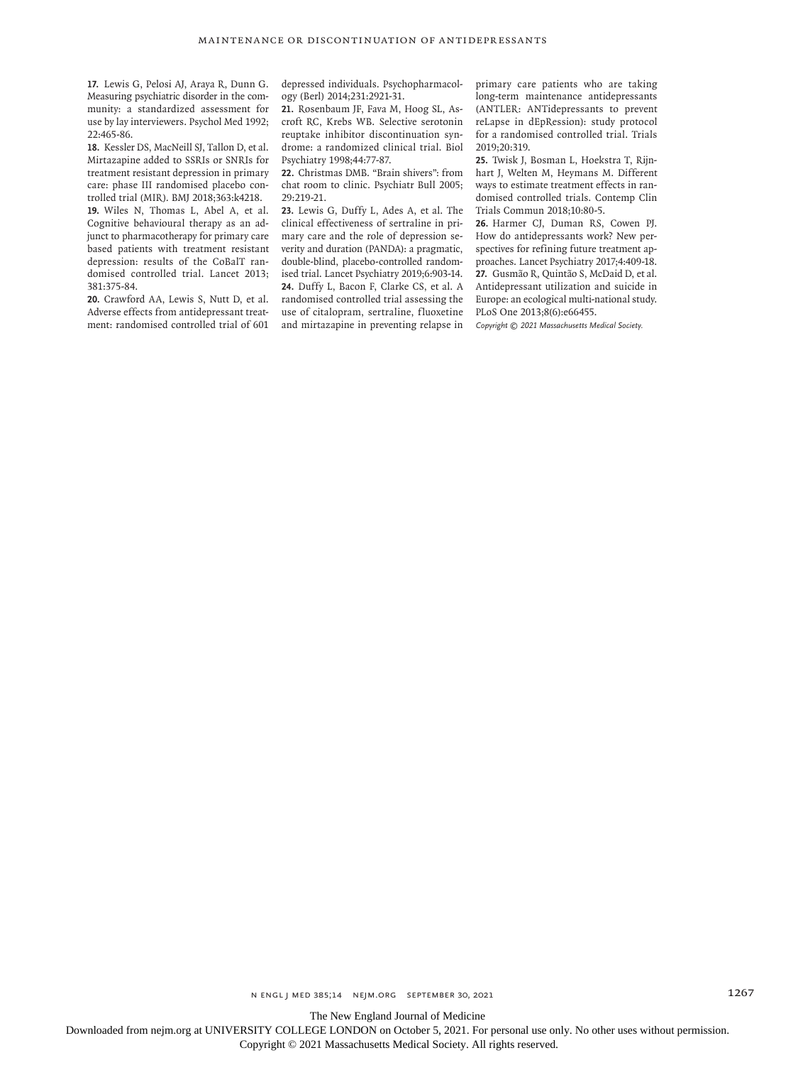17. Lewis G, Pelosi AJ, Araya R, Dunn G. Measuring psychiatric disorder in the community: a standardized assessment for use by lay interviewers. Psychol Med 1992; 22:465-86.

18. Kessler DS, MacNeill SJ, Tallon D, et al. Mirtazapine added to SSRIs or SNRIs for treatment resistant depression in primary care: phase III randomised placebo controlled trial (MIR). BMJ 2018;363:k4218.

19. Wiles N, Thomas L, Abel A, et al. Cognitive behavioural therapy as an adjunct to pharmacotherapy for primary care based patients with treatment resistant depression: results of the CoBalT randomised controlled trial. Lancet 2013; 381:375-84.

20. Crawford AA, Lewis S, Nutt D, et al. Adverse effects from antidepressant treatment: randomised controlled trial of 601 depressed individuals. Psychopharmacology (Berl) 2014;231:2921-31.

21. Rosenbaum JF, Fava M, Hoog SL, Ascroft RC, Krebs WB. Selective serotonin reuptake inhibitor discontinuation syndrome: a randomized clinical trial. Biol Psychiatry 1998;44:77-87.

22. Christmas DMB. "Brain shivers": from chat room to clinic. Psychiatr Bull 2005; 29:219-21.

23. Lewis G, Duffy L, Ades A, et al. The clinical effectiveness of sertraline in primary care and the role of depression severity and duration (PANDA): a pragmatic, double-blind, placebo-controlled randomised trial. Lancet Psychiatry 2019;6:903-14.

24. Duffy L, Bacon F, Clarke CS, et al. A randomised controlled trial assessing the use of citalopram, sertraline, fluoxetine and mirtazapine in preventing relapse in primary care patients who are taking long-term maintenance antidepressants (ANTLER: ANTidepressants to prevent reLapse in dEpRession): study protocol for a randomised controlled trial. Trials 2019;20:319.

25. Twisk J, Bosman L, Hoekstra T, Rijnhart J, Welten M, Heymans M. Different ways to estimate treatment effects in randomised controlled trials. Contemp Clin Trials Commun 2018;10:80-5.

26. Harmer CJ, Duman RS, Cowen PJ. How do antidepressants work? New perspectives for refining future treatment approaches. Lancet Psychiatry 2017;4:409-18.

27. Gusmão R, Quintão S, McDaid D, et al. Antidepressant utilization and suicide in Europe: an ecological multi-national study. PLoS One 2013;8(6):e66455.

*Copyright © 2021 Massachusetts Medical Society.*